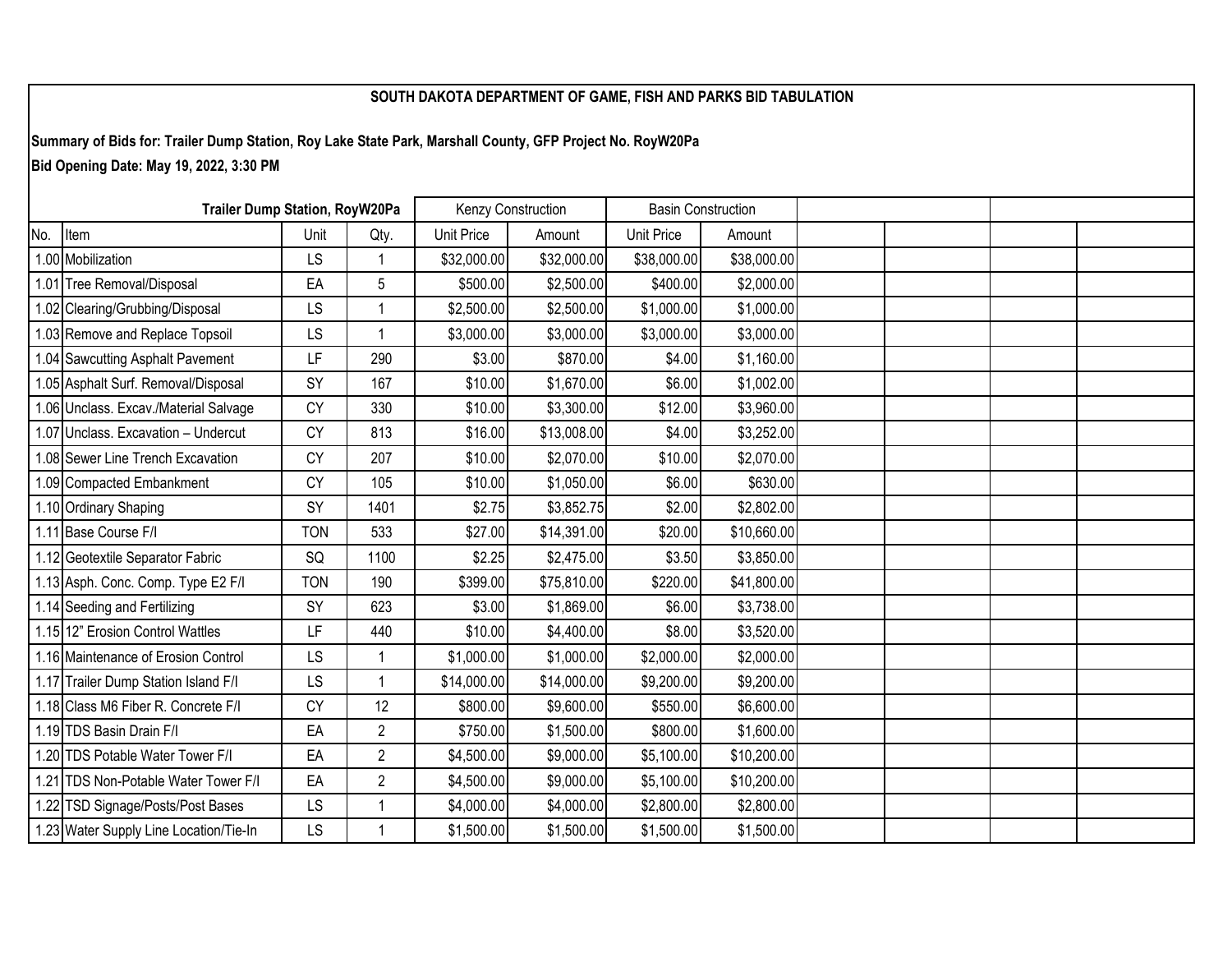**SOUTH DAKOTA DEPARTMENT OF GAME, FISH AND PARKS BID TABULATION**

**Summary of Bids for: Trailer Dump Station, Roy Lake State Park, Marshall County, GFP Project No. RoyW20Pa**

**Bid Opening Date: May 19, 2022, 3:30 PM**

| Trailer Dump Station, RoyW20Pa | | | | Kenzy Construction | | Basin Construction | | | | | |
|---|---|---|---|---|---|---|---|---|---|---|---|
| No. | Item | Unit | Qty. | Unit Price | Amount | Unit Price | Amount | | | | |
| 1.00 | Mobilization | LS | 1 | $32,000.00 | $32,000.00 | $38,000.00 | $38,000.00 | | | | |
| 1.01 | Tree Removal/Disposal | EA | 5 | $500.00 | $2,500.00 | $400.00 | $2,000.00 | | | | |
| 1.02 | Clearing/Grubbing/Disposal | LS | 1 | $2,500.00 | $2,500.00 | $1,000.00 | $1,000.00 | | | | |
| 1.03 | Remove and Replace Topsoil | LS | 1 | $3,000.00 | $3,000.00 | $3,000.00 | $3,000.00 | | | | |
| 1.04 | Sawcutting Asphalt Pavement | LF | 290 | $3.00 | $870.00 | $4.00 | $1,160.00 | | | | |
| 1.05 | Asphalt Surf. Removal/Disposal | SY | 167 | $10.00 | $1,670.00 | $6.00 | $1,002.00 | | | | |
| 1.06 | Unclass. Excav./Material Salvage | CY | 330 | $10.00 | $3,300.00 | $12.00 | $3,960.00 | | | | |
| 1.07 | Unclass. Excavation – Undercut | CY | 813 | $16.00 | $13,008.00 | $4.00 | $3,252.00 | | | | |
| 1.08 | Sewer Line Trench Excavation | CY | 207 | $10.00 | $2,070.00 | $10.00 | $2,070.00 | | | | |
| 1.09 | Compacted Embankment | CY | 105 | $10.00 | $1,050.00 | $6.00 | $630.00 | | | | |
| 1.10 | Ordinary Shaping | SY | 1401 | $2.75 | $3,852.75 | $2.00 | $2,802.00 | | | | |
| 1.11 | Base Course F/I | TON | 533 | $27.00 | $14,391.00 | $20.00 | $10,660.00 | | | | |
| 1.12 | Geotextile Separator Fabric | SQ | 1100 | $2.25 | $2,475.00 | $3.50 | $3,850.00 | | | | |
| 1.13 | Asph. Conc. Comp. Type E2 F/I | TON | 190 | $399.00 | $75,810.00 | $220.00 | $41,800.00 | | | | |
| 1.14 | Seeding and Fertilizing | SY | 623 | $3.00 | $1,869.00 | $6.00 | $3,738.00 | | | | |
| 1.15 | 12" Erosion Control Wattles | LF | 440 | $10.00 | $4,400.00 | $8.00 | $3,520.00 | | | | |
| 1.16 | Maintenance of Erosion Control | LS | 1 | $1,000.00 | $1,000.00 | $2,000.00 | $2,000.00 | | | | |
| 1.17 | Trailer Dump Station Island F/I | LS | 1 | $14,000.00 | $14,000.00 | $9,200.00 | $9,200.00 | | | | |
| 1.18 | Class M6 Fiber R. Concrete F/I | CY | 12 | $800.00 | $9,600.00 | $550.00 | $6,600.00 | | | | |
| 1.19 | TDS Basin Drain F/I | EA | 2 | $750.00 | $1,500.00 | $800.00 | $1,600.00 | | | | |
| 1.20 | TDS Potable Water Tower F/I | EA | 2 | $4,500.00 | $9,000.00 | $5,100.00 | $10,200.00 | | | | |
| 1.21 | TDS Non-Potable Water Tower F/I | EA | 2 | $4,500.00 | $9,000.00 | $5,100.00 | $10,200.00 | | | | |
| 1.22 | TSD Signage/Posts/Post Bases | LS | 1 | $4,000.00 | $4,000.00 | $2,800.00 | $2,800.00 | | | | |
| 1.23 | Water Supply Line Location/Tie-In | LS | 1 | $1,500.00 | $1,500.00 | $1,500.00 | $1,500.00 | | | | |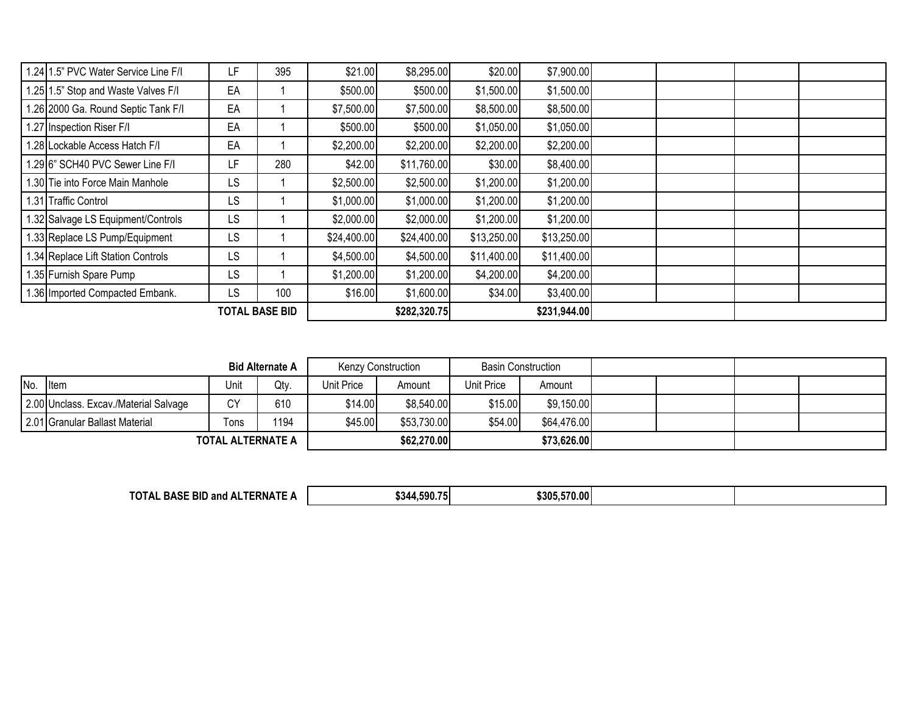| | | | | | | | | | | | |
|---|---|---|---|---|---|---|---|---|---|---|---|
| 1.24 | 1.5" PVC Water Service Line F/I | LF | 395 | $21.00 | $8,295.00 | $20.00 | $7,900.00 | | | | |
| 1.25 | 1.5" Stop and Waste Valves F/I | EA | 1 | $500.00 | $500.00 | $1,500.00 | $1,500.00 | | | | |
| 1.26 | 2000 Ga. Round Septic Tank F/I | EA | 1 | $7,500.00 | $7,500.00 | $8,500.00 | $8,500.00 | | | | |
| 1.27 | Inspection Riser F/I | EA | 1 | $500.00 | $500.00 | $1,050.00 | $1,050.00 | | | | |
| 1.28 | Lockable Access Hatch F/I | EA | 1 | $2,200.00 | $2,200.00 | $2,200.00 | $2,200.00 | | | | |
| 1.29 | 6" SCH40 PVC Sewer Line F/I | LF | 280 | $42.00 | $11,760.00 | $30.00 | $8,400.00 | | | | |
| 1.30 | Tie into Force Main Manhole | LS | 1 | $2,500.00 | $2,500.00 | $1,200.00 | $1,200.00 | | | | |
| 1.31 | Traffic Control | LS | 1 | $1,000.00 | $1,000.00 | $1,200.00 | $1,200.00 | | | | |
| 1.32 | Salvage LS Equipment/Controls | LS | 1 | $2,000.00 | $2,000.00 | $1,200.00 | $1,200.00 | | | | |
| 1.33 | Replace LS Pump/Equipment | LS | 1 | $24,400.00 | $24,400.00 | $13,250.00 | $13,250.00 | | | | |
| 1.34 | Replace Lift Station Controls | LS | 1 | $4,500.00 | $4,500.00 | $11,400.00 | $11,400.00 | | | | |
| 1.35 | Furnish Spare Pump | LS | 1 | $1,200.00 | $1,200.00 | $4,200.00 | $4,200.00 | | | | |
| 1.36 | Imported Compacted Embank. | LS | 100 | $16.00 | $1,600.00 | $34.00 | $3,400.00 | | | | |
| | | **TOTAL BASE BID** | | | **$282,320.75** | | **$231,944.00** | | | | |

| | | **Bid Alternate A** | | Kenzy Construction | | Basin Construction | | | | | |
|---|---|---|---|---|---|---|---|---|---|---|---|
| No. | Item | Unit | Qty. | Unit Price | Amount | Unit Price | Amount | | | | |
| 2.00 | Unclass. Excav./Material Salvage | CY | 610 | $14.00 | $8,540.00 | $15.00 | $9,150.00 | | | | |
| 2.01 | Granular Ballast Material | Tons | 1194 | $45.00 | $53,730.00 | $54.00 | $64,476.00 | | | | |
| | | **TOTAL ALTERNATE A** | | | **$62,270.00** | | **$73,626.00** | | | | |

| | | | | |
|---|---|---|---|---|
| **TOTAL BASE BID and ALTERNATE A** | **$344,590.75** | **$305,570.00** | | |